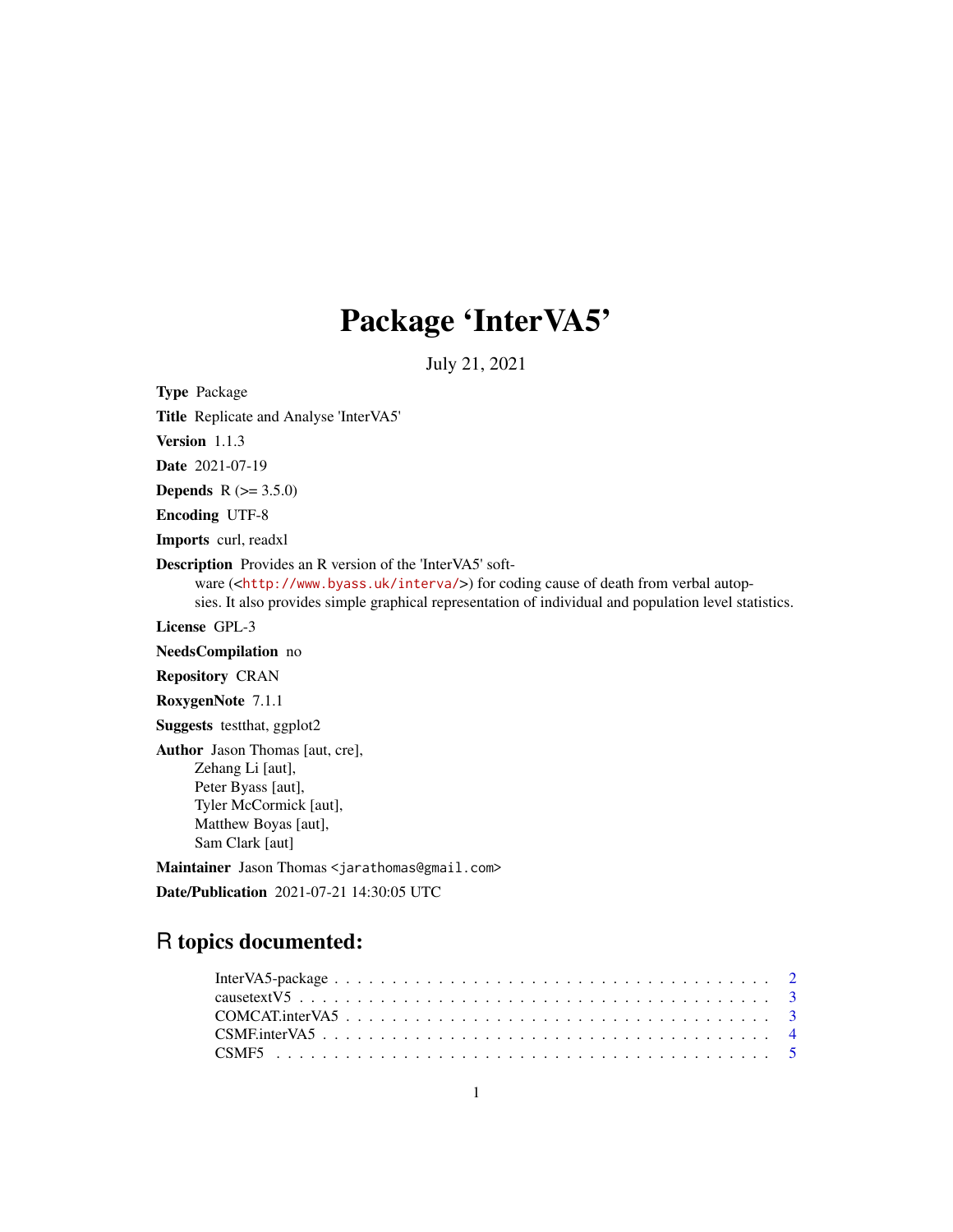# Package 'InterVA5'

July 21, 2021

**Type** Package

**Title** Replicate and Analyse 'InterVA5'

**Version** 1.1.3

**Date** 2021-07-19

**Depends** R (>= 3.5.0)

**Encoding** UTF-8

**Imports** curl, readxl

**Description** Provides an R version of the 'InterVA5' software (<http://www.byass.uk/interva/>) for coding cause of death from verbal autopsies. It also provides simple graphical representation of individual and population level statistics.

**License** GPL-3

**NeedsCompilation** no

**Repository** CRAN

**RoxygenNote** 7.1.1

**Suggests** testthat, ggplot2

**Author** Jason Thomas [aut, cre],
Zehang Li [aut],
Peter Byass [aut],
Tyler McCormick [aut],
Matthew Boyas [aut],
Sam Clark [aut]

**Maintainer** Jason Thomas <jarathomas@gmail.com>

**Date/Publication** 2021-07-21 14:30:05 UTC

## R topics documented:

- InterVA5-package . . . . . . . . . . . . . . . . . . . . . . . . . . . . . . . . . . . . 2
- causetextV5 . . . . . . . . . . . . . . . . . . . . . . . . . . . . . . . . . . . . . . . 3
- COMCAT.interVA5 . . . . . . . . . . . . . . . . . . . . . . . . . . . . . . . . . . . . 3
- CSMF.interVA5 . . . . . . . . . . . . . . . . . . . . . . . . . . . . . . . . . . . . . 4
- CSMF5 . . . . . . . . . . . . . . . . . . . . . . . . . . . . . . . . . . . . . . . . . 5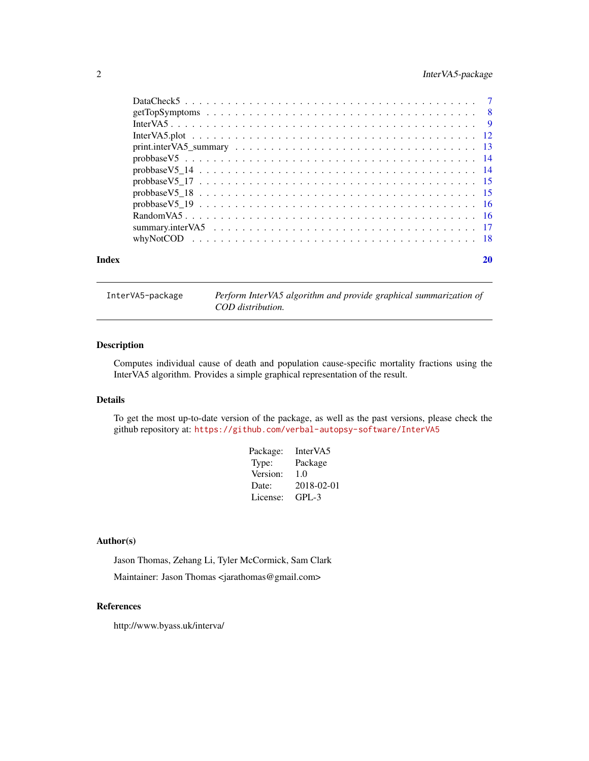DataCheck5 . . . . . . . . . . . . . . . . . . . . . . . . . . . . . . . . . . . . . . . . 7
getTopSymptoms . . . . . . . . . . . . . . . . . . . . . . . . . . . . . . . . . . . . . 8
InterVA5 . . . . . . . . . . . . . . . . . . . . . . . . . . . . . . . . . . . . . . . . . 9
InterVA5.plot . . . . . . . . . . . . . . . . . . . . . . . . . . . . . . . . . . . . . . 12
print.interVA5_summary . . . . . . . . . . . . . . . . . . . . . . . . . . . . . . . . . 13
probbaseV5 . . . . . . . . . . . . . . . . . . . . . . . . . . . . . . . . . . . . . . . 14
probbaseV5_14 . . . . . . . . . . . . . . . . . . . . . . . . . . . . . . . . . . . . . 14
probbaseV5_17 . . . . . . . . . . . . . . . . . . . . . . . . . . . . . . . . . . . . . 15
probbaseV5_18 . . . . . . . . . . . . . . . . . . . . . . . . . . . . . . . . . . . . . 15
probbaseV5_19 . . . . . . . . . . . . . . . . . . . . . . . . . . . . . . . . . . . . . 16
RandomVA5 . . . . . . . . . . . . . . . . . . . . . . . . . . . . . . . . . . . . . . . 16
summary.interVA5 . . . . . . . . . . . . . . . . . . . . . . . . . . . . . . . . . . . . 17
whyNotCOD . . . . . . . . . . . . . . . . . . . . . . . . . . . . . . . . . . . . . . . 18

**Index** **20**

---

## InterVA5-package *Perform InterVA5 algorithm and provide graphical summarization of COD distribution.*

---

### Description

Computes individual cause of death and population cause-specific mortality fractions using the InterVA5 algorithm. Provides a simple graphical representation of the result.

### Details

To get the most up-to-date version of the package, as well as the past versions, please check the github repository at: https://github.com/verbal-autopsy-software/InterVA5

| | |
|---|---|
| Package: | InterVA5 |
| Type: | Package |
| Version: | 1.0 |
| Date: | 2018-02-01 |
| License: | GPL-3 |

### Author(s)

Jason Thomas, Zehang Li, Tyler McCormick, Sam Clark

Maintainer: Jason Thomas <jarathomas@gmail.com>

### References

http://www.byass.uk/interva/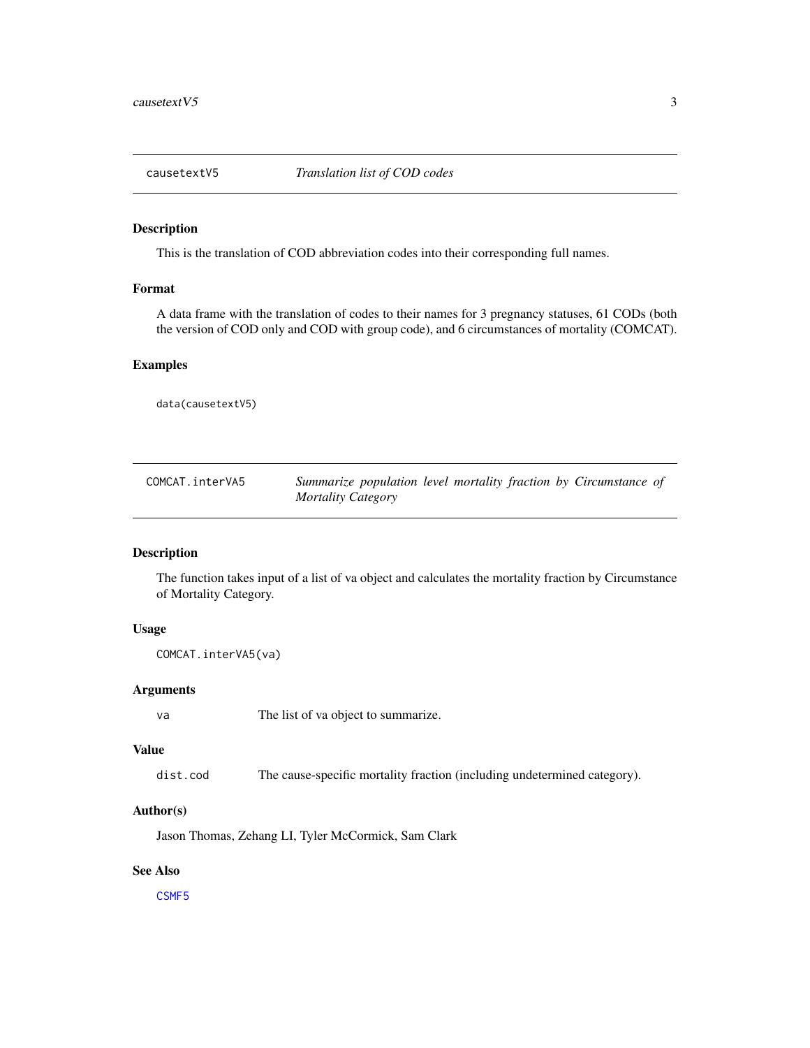## causetextV5 *Translation list of COD codes*

### Description

This is the translation of COD abbreviation codes into their corresponding full names.

### Format

A data frame with the translation of codes to their names for 3 pregnancy statuses, 61 CODs (both the version of COD only and COD with group code), and 6 circumstances of mortality (COMCAT).

### Examples

```
data(causetextV5)
```

## COMCAT.interVA5 *Summarize population level mortality fraction by Circumstance of Mortality Category*

### Description

The function takes input of a list of va object and calculates the mortality fraction by Circumstance of Mortality Category.

### Usage

```
COMCAT.interVA5(va)
```

### Arguments

| | |
|---|---|
| va | The list of va object to summarize. |

### Value

| | |
|---|---|
| dist.cod | The cause-specific mortality fraction (including undetermined category). |

### Author(s)

Jason Thomas, Zehang LI, Tyler McCormick, Sam Clark

### See Also

CSMF5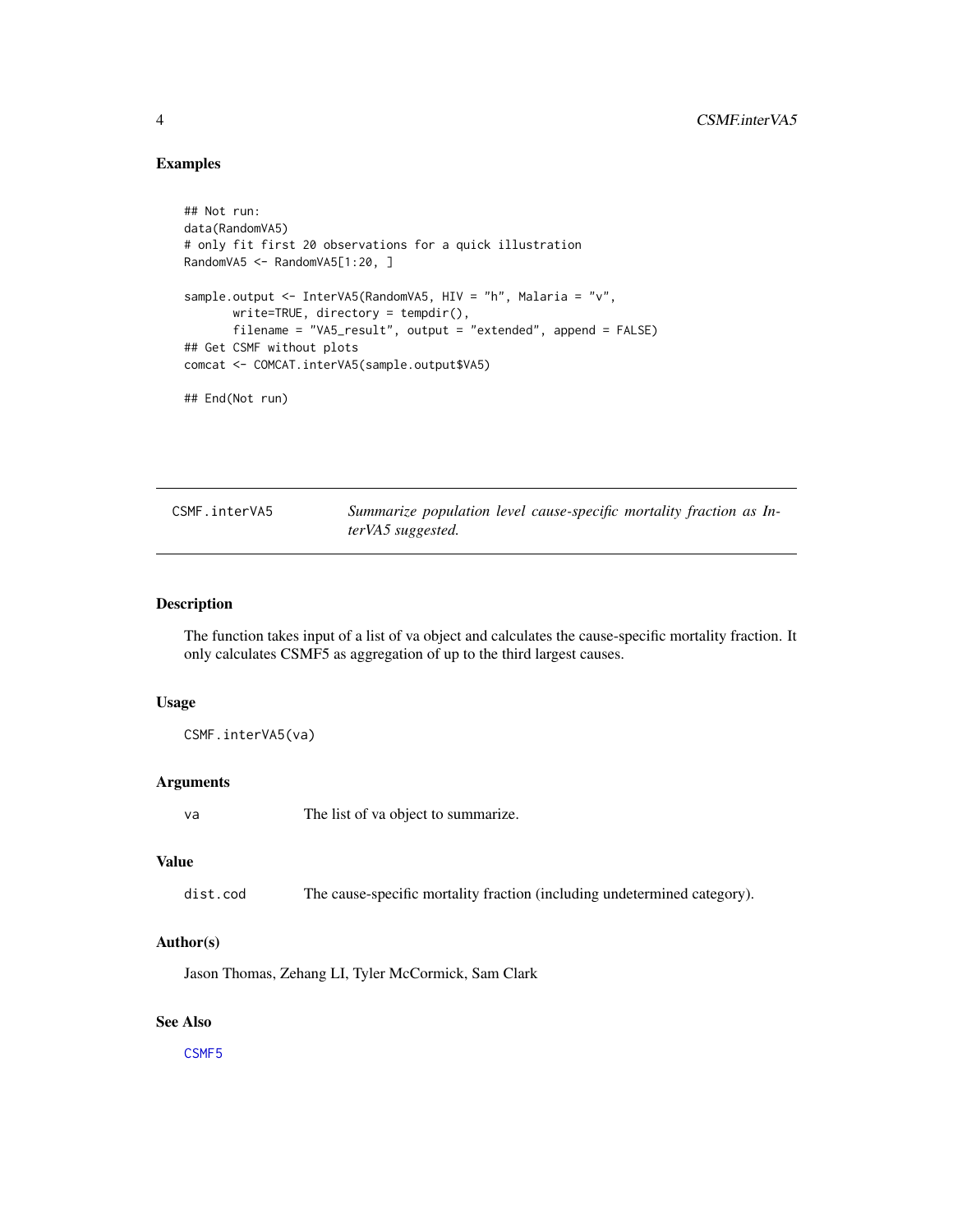## Examples

```
## Not run:
data(RandomVA5)
# only fit first 20 observations for a quick illustration
RandomVA5 <- RandomVA5[1:20, ]

sample.output <- InterVA5(RandomVA5, HIV = "h", Malaria = "v",
       write=TRUE, directory = tempdir(),
       filename = "VA5_result", output = "extended", append = FALSE)
## Get CSMF without plots
comcat <- COMCAT.interVA5(sample.output$VA5)

## End(Not run)
```

---

CSMF.interVA5 *Summarize population level cause-specific mortality fraction as InterVA5 suggested.*

---

## Description

The function takes input of a list of va object and calculates the cause-specific mortality fraction. It only calculates CSMF5 as aggregation of up to the third largest causes.

## Usage

```
CSMF.interVA5(va)
```

## Arguments

| | |
|---|---|
| va | The list of va object to summarize. |

## Value

| | |
|---|---|
| dist.cod | The cause-specific mortality fraction (including undetermined category). |

## Author(s)

Jason Thomas, Zehang LI, Tyler McCormick, Sam Clark

## See Also

CSMF5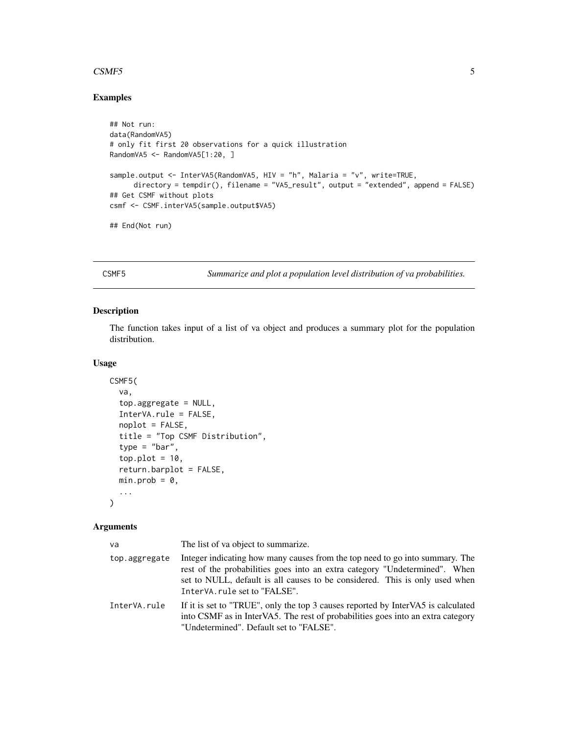## Examples

```
## Not run:
data(RandomVA5)
# only fit first 20 observations for a quick illustration
RandomVA5 <- RandomVA5[1:20, ]

sample.output <- InterVA5(RandomVA5, HIV = "h", Malaria = "v", write=TRUE,
      directory = tempdir(), filename = "VA5_result", output = "extended", append = FALSE)
## Get CSMF without plots
csmf <- CSMF.interVA5(sample.output$VA5)

## End(Not run)
```

---

CSMF5 *Summarize and plot a population level distribution of va probabilities.*

---

## Description

The function takes input of a list of va object and produces a summary plot for the population distribution.

## Usage

```
CSMF5(
  va,
  top.aggregate = NULL,
  InterVA.rule = FALSE,
  noplot = FALSE,
  title = "Top CSMF Distribution",
  type = "bar",
  top.plot = 10,
  return.barplot = FALSE,
  min.prob = 0,
  ...
)
```

## Arguments

| | |
|---|---|
| va | The list of va object to summarize. |
| top.aggregate | Integer indicating how many causes from the top need to go into summary. The rest of the probabilities goes into an extra category "Undetermined". When set to NULL, default is all causes to be considered. This is only used when `InterVA.rule` set to "FALSE". |
| InterVA.rule | If it is set to "TRUE", only the top 3 causes reported by InterVA5 is calculated into CSMF as in InterVA5. The rest of probabilities goes into an extra category "Undetermined". Default set to "FALSE". |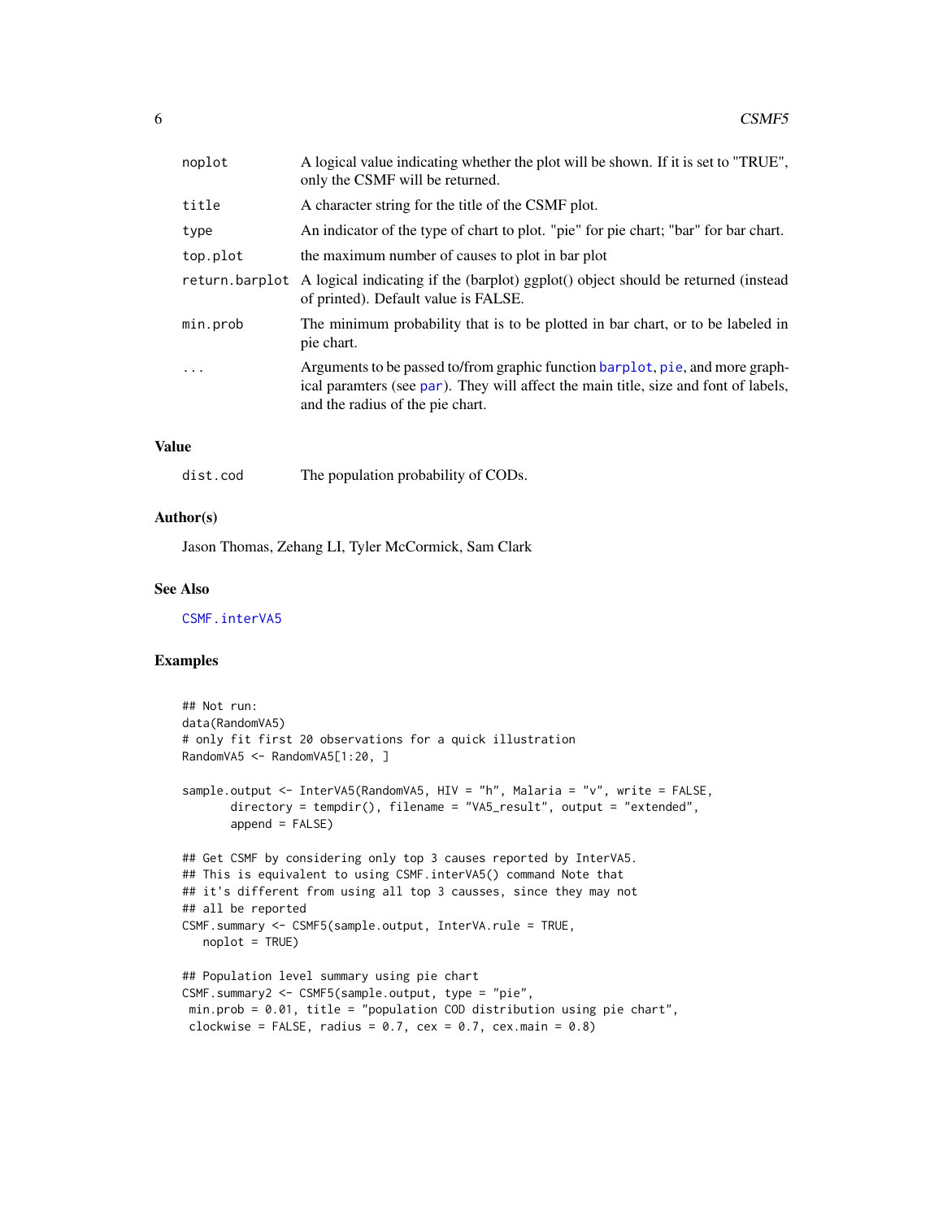| | |
|---|---|
| noplot | A logical value indicating whether the plot will be shown. If it is set to "TRUE", only the CSMF will be returned. |
| title | A character string for the title of the CSMF plot. |
| type | An indicator of the type of chart to plot. "pie" for pie chart; "bar" for bar chart. |
| top.plot | the maximum number of causes to plot in bar plot |
| return.barplot | A logical indicating if the (barplot) ggplot() object should be returned (instead of printed). Default value is FALSE. |
| min.prob | The minimum probability that is to be plotted in bar chart, or to be labeled in pie chart. |
| ... | Arguments to be passed to/from graphic function barplot, pie, and more graphical paramters (see par). They will affect the main title, size and font of labels, and the radius of the pie chart. |

### Value

| | |
|---|---|
| dist.cod | The population probability of CODs. |

### Author(s)

Jason Thomas, Zehang LI, Tyler McCormick, Sam Clark

### See Also

CSMF.interVA5

### Examples

```
## Not run:
data(RandomVA5)
# only fit first 20 observations for a quick illustration
RandomVA5 <- RandomVA5[1:20, ]

sample.output <- InterVA5(RandomVA5, HIV = "h", Malaria = "v", write = FALSE,
       directory = tempdir(), filename = "VA5_result", output = "extended",
       append = FALSE)

## Get CSMF by considering only top 3 causes reported by InterVA5.
## This is equivalent to using CSMF.interVA5() command Note that
## it's different from using all top 3 causses, since they may not
## all be reported
CSMF.summary <- CSMF5(sample.output, InterVA.rule = TRUE,
   noplot = TRUE)

## Population level summary using pie chart
CSMF.summary2 <- CSMF5(sample.output, type = "pie",
 min.prob = 0.01, title = "population COD distribution using pie chart",
 clockwise = FALSE, radius = 0.7, cex = 0.7, cex.main = 0.8)
```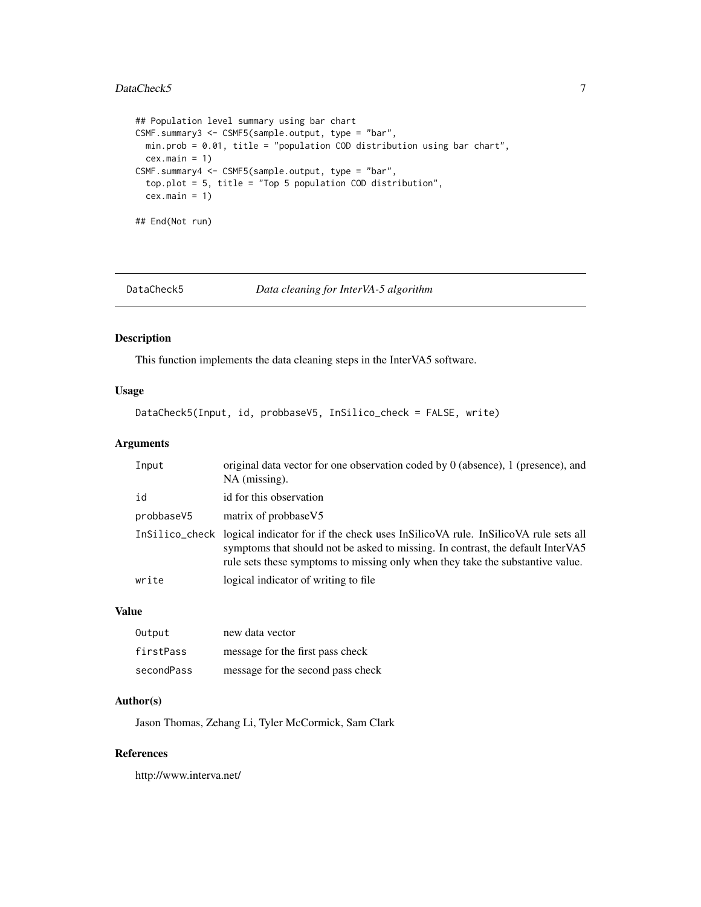```
## Population level summary using bar chart
CSMF.summary3 <- CSMF5(sample.output, type = "bar",
  min.prob = 0.01, title = "population COD distribution using bar chart",
  cex.main = 1)
CSMF.summary4 <- CSMF5(sample.output, type = "bar",
  top.plot = 5, title = "Top 5 population COD distribution",
  cex.main = 1)

## End(Not run)
```

---

## DataCheck5 — *Data cleaning for InterVA-5 algorithm*

---

### Description

This function implements the data cleaning steps in the InterVA5 software.

### Usage

```
DataCheck5(Input, id, probbaseV5, InSilico_check = FALSE, write)
```

### Arguments

| | |
|---|---|
| `Input` | original data vector for one observation coded by 0 (absence), 1 (presence), and NA (missing). |
| `id` | id for this observation |
| `probbaseV5` | matrix of probbaseV5 |
| `InSilico_check` | logical indicator for if the check uses InSilicoVA rule. InSilicoVA rule sets all symptoms that should not be asked to missing. In contrast, the default InterVA5 rule sets these symptoms to missing only when they take the substantive value. |
| `write` | logical indicator of writing to file |

### Value

| | |
|---|---|
| `Output` | new data vector |
| `firstPass` | message for the first pass check |
| `secondPass` | message for the second pass check |

### Author(s)

Jason Thomas, Zehang Li, Tyler McCormick, Sam Clark

### References

http://www.interva.net/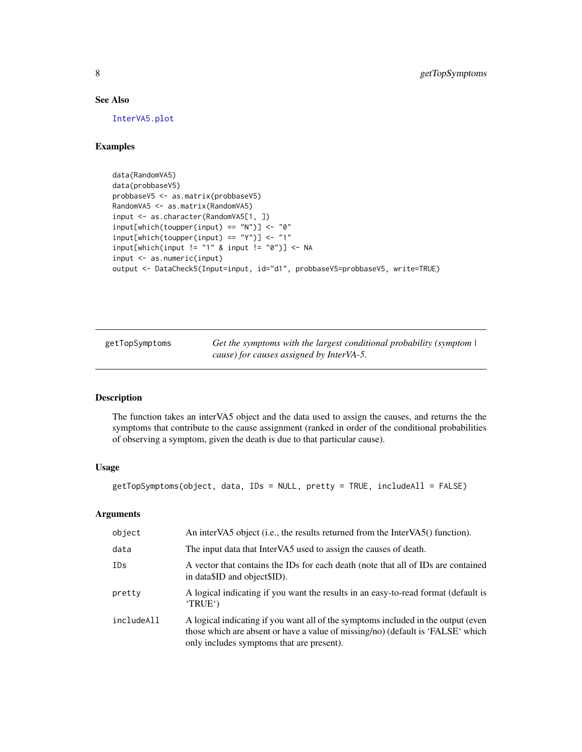### See Also

InterVA5.plot

### Examples

```
data(RandomVA5)
data(probbaseV5)
probbaseV5 <- as.matrix(probbaseV5)
RandomVA5 <- as.matrix(RandomVA5)
input <- as.character(RandomVA5[1, ])
input[which(toupper(input) == "N")] <- "0"
input[which(toupper(input) == "Y")] <- "1"
input[which(input != "1" & input != "0")] <- NA
input <- as.numeric(input)
output <- DataCheck5(Input=input, id="d1", probbaseV5=probbaseV5, write=TRUE)
```

---

## getTopSymptoms — *Get the symptoms with the largest conditional probability (symptom | cause) for causes assigned by InterVA-5.*

---

### Description

The function takes an interVA5 object and the data used to assign the causes, and returns the the symptoms that contribute to the cause assignment (ranked in order of the conditional probabilities of observing a symptom, given the death is due to that particular cause).

### Usage

```
getTopSymptoms(object, data, IDs = NULL, pretty = TRUE, includeAll = FALSE)
```

### Arguments

| | |
|---|---|
| object | An interVA5 object (i.e., the results returned from the InterVA5() function). |
| data | The input data that InterVA5 used to assign the causes of death. |
| IDs | A vector that contains the IDs for each death (note that all of IDs are contained in data$ID and object$ID). |
| pretty | A logical indicating if you want the results in an easy-to-read format (default is 'TRUE') |
| includeAll | A logical indicating if you want all of the symptoms included in the output (even those which are absent or have a value of missing/no) (default is 'FALSE' which only includes symptoms that are present). |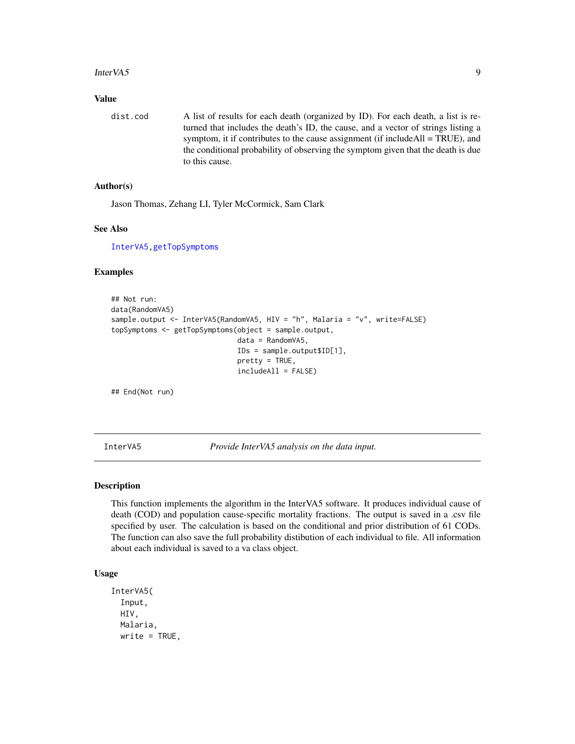## Value

**dist.cod** A list of results for each death (organized by ID). For each death, a list is returned that includes the death's ID, the cause, and a vector of strings listing a symptom, it if contributes to the cause assignment (if includeAll = TRUE), and the conditional probability of observing the symptom given that the death is due to this cause.

## Author(s)

Jason Thomas, Zehang LI, Tyler McCormick, Sam Clark

## See Also

InterVA5, getTopSymptoms

## Examples

```
## Not run:
data(RandomVA5)
sample.output <- InterVA5(RandomVA5, HIV = "h", Malaria = "v", write=FALSE)
topSymptoms <- getTopSymptoms(object = sample.output,
                              data = RandomVA5,
                              IDs = sample.output$ID[1],
                              pretty = TRUE,
                              includeAll = FALSE)

## End(Not run)
```

---

# InterVA5 — *Provide InterVA5 analysis on the data input.*

## Description

This function implements the algorithm in the InterVA5 software. It produces individual cause of death (COD) and population cause-specific mortality fractions. The output is saved in a .csv file specified by user. The calculation is based on the conditional and prior distribution of 61 CODs. The function can also save the full probability distibution of each individual to file. All information about each individual is saved to a va class object.

## Usage

```
InterVA5(
  Input,
  HIV,
  Malaria,
  write = TRUE,
```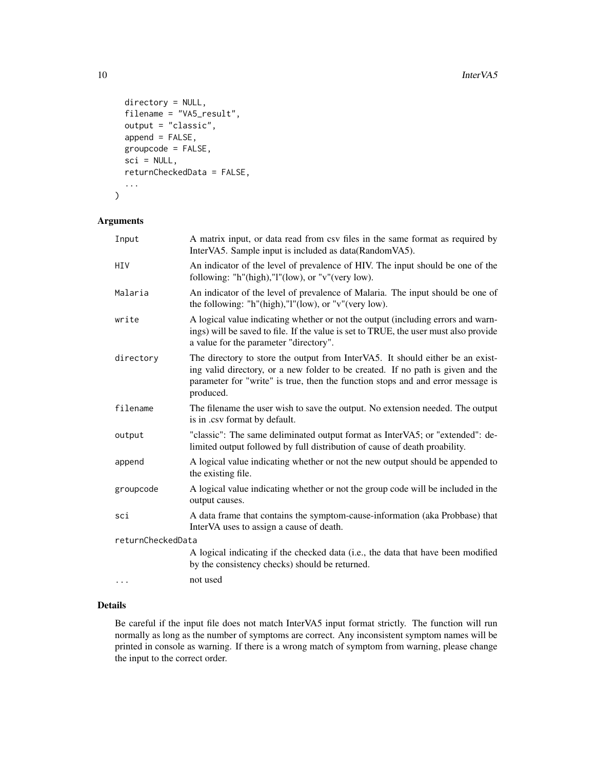```
  directory = NULL,
  filename = "VA5_result",
  output = "classic",
  append = FALSE,
  groupcode = FALSE,
  sci = NULL,
  returnCheckedData = FALSE,
  ...
)
```

## Arguments

| | |
|---|---|
| Input | A matrix input, or data read from csv files in the same format as required by InterVA5. Sample input is included as data(RandomVA5). |
| HIV | An indicator of the level of prevalence of HIV. The input should be one of the following: "h"(high),"l"(low), or "v"(very low). |
| Malaria | An indicator of the level of prevalence of Malaria. The input should be one of the following: "h"(high),"l"(low), or "v"(very low). |
| write | A logical value indicating whether or not the output (including errors and warnings) will be saved to file. If the value is set to TRUE, the user must also provide a value for the parameter "directory". |
| directory | The directory to store the output from InterVA5. It should either be an existing valid directory, or a new folder to be created. If no path is given and the parameter for "write" is true, then the function stops and and error message is produced. |
| filename | The filename the user wish to save the output. No extension needed. The output is in .csv format by default. |
| output | "classic": The same deliminated output format as InterVA5; or "extended": delimited output followed by full distribution of cause of death proability. |
| append | A logical value indicating whether or not the new output should be appended to the existing file. |
| groupcode | A logical value indicating whether or not the group code will be included in the output causes. |
| sci | A data frame that contains the symptom-cause-information (aka Probbase) that InterVA uses to assign a cause of death. |
| returnCheckedData | A logical indicating if the checked data (i.e., the data that have been modified by the consistency checks) should be returned. |
| ... | not used |

## Details

Be careful if the input file does not match InterVA5 input format strictly. The function will run normally as long as the number of symptoms are correct. Any inconsistent symptom names will be printed in console as warning. If there is a wrong match of symptom from warning, please change the input to the correct order.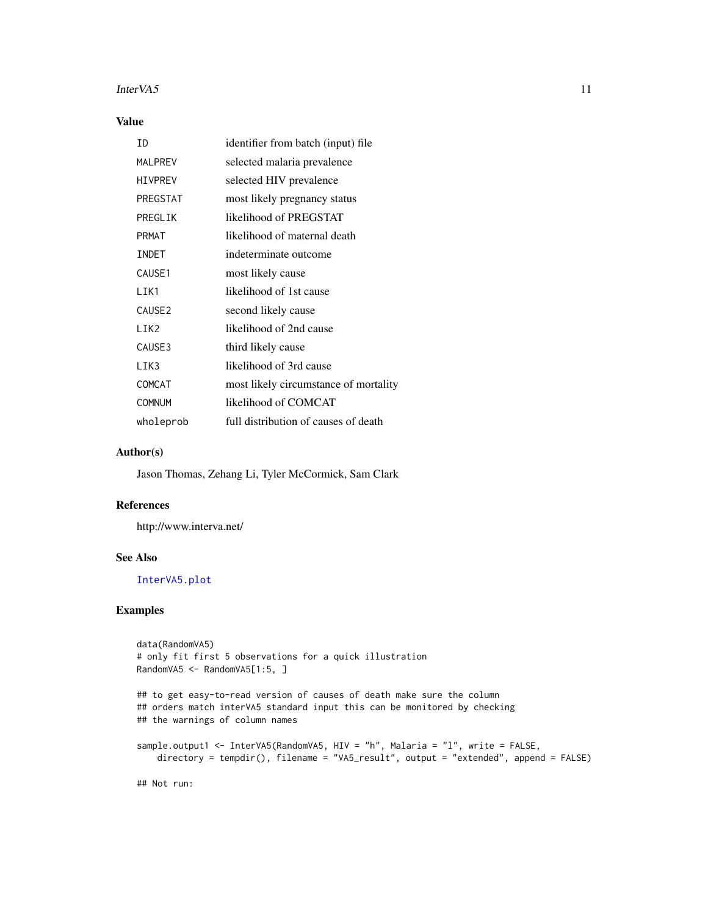## Value

| | |
|---|---|
| ID | identifier from batch (input) file |
| MALPREV | selected malaria prevalence |
| HIVPREV | selected HIV prevalence |
| PREGSTAT | most likely pregnancy status |
| PREGLIK | likelihood of PREGSTAT |
| PRMAT | likelihood of maternal death |
| INDET | indeterminate outcome |
| CAUSE1 | most likely cause |
| LIK1 | likelihood of 1st cause |
| CAUSE2 | second likely cause |
| LIK2 | likelihood of 2nd cause |
| CAUSE3 | third likely cause |
| LIK3 | likelihood of 3rd cause |
| COMCAT | most likely circumstance of mortality |
| COMNUM | likelihood of COMCAT |
| wholeprob | full distribution of causes of death |

## Author(s)

Jason Thomas, Zehang Li, Tyler McCormick, Sam Clark

## References

http://www.interva.net/

## See Also

InterVA5.plot

## Examples

```
data(RandomVA5)
# only fit first 5 observations for a quick illustration
RandomVA5 <- RandomVA5[1:5, ]

## to get easy-to-read version of causes of death make sure the column
## orders match interVA5 standard input this can be monitored by checking
## the warnings of column names

sample.output1 <- InterVA5(RandomVA5, HIV = "h", Malaria = "l", write = FALSE,
    directory = tempdir(), filename = "VA5_result", output = "extended", append = FALSE)

## Not run:
```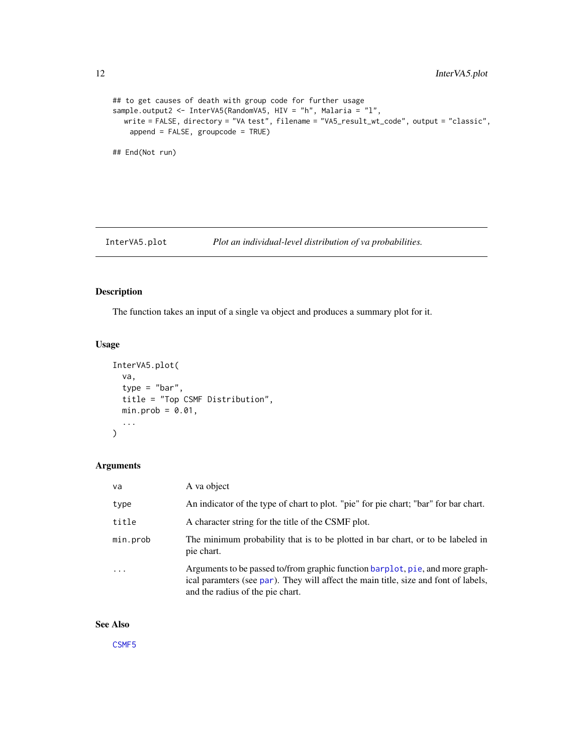```
## to get causes of death with group code for further usage
sample.output2 <- InterVA5(RandomVA5, HIV = "h", Malaria = "l",
   write = FALSE, directory = "VA test", filename = "VA5_result_wt_code", output = "classic",
    append = FALSE, groupcode = TRUE)

## End(Not run)
```

## InterVA5.plot — *Plot an individual-level distribution of va probabilities.*

### Description

The function takes an input of a single va object and produces a summary plot for it.

### Usage

```
InterVA5.plot(
  va,
  type = "bar",
  title = "Top CSMF Distribution",
  min.prob = 0.01,
  ...
)
```

### Arguments

| | |
|---|---|
| va | A va object |
| type | An indicator of the type of chart to plot. "pie" for pie chart; "bar" for bar chart. |
| title | A character string for the title of the CSMF plot. |
| min.prob | The minimum probability that is to be plotted in bar chart, or to be labeled in pie chart. |
| ... | Arguments to be passed to/from graphic function barplot, pie, and more graphical paramters (see par). They will affect the main title, size and font of labels, and the radius of the pie chart. |

### See Also

CSMF5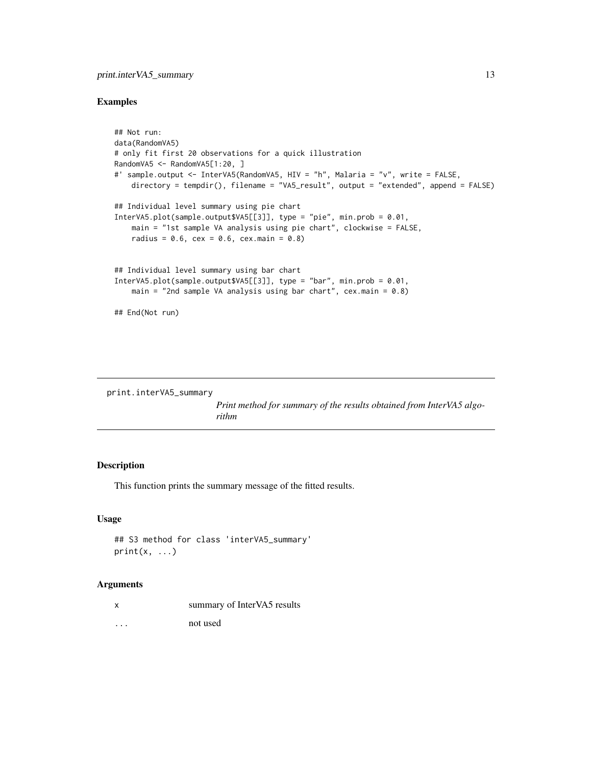## Examples

```
## Not run:
data(RandomVA5)
# only fit first 20 observations for a quick illustration
RandomVA5 <- RandomVA5[1:20, ]
#' sample.output <- InterVA5(RandomVA5, HIV = "h", Malaria = "v", write = FALSE,
    directory = tempdir(), filename = "VA5_result", output = "extended", append = FALSE)

## Individual level summary using pie chart
InterVA5.plot(sample.output$VA5[[3]], type = "pie", min.prob = 0.01,
    main = "1st sample VA analysis using pie chart", clockwise = FALSE,
    radius = 0.6, cex = 0.6, cex.main = 0.8)


## Individual level summary using bar chart
InterVA5.plot(sample.output$VA5[[3]], type = "bar", min.prob = 0.01,
    main = "2nd sample VA analysis using bar chart", cex.main = 0.8)

## End(Not run)
```

---

`print.interVA5_summary` *Print method for summary of the results obtained from InterVA5 algorithm*

---

## Description

This function prints the summary message of the fitted results.

## Usage

```
## S3 method for class 'interVA5_summary'
print(x, ...)
```

## Arguments

| | |
|---|---|
| `x` | summary of InterVA5 results |
| `...` | not used |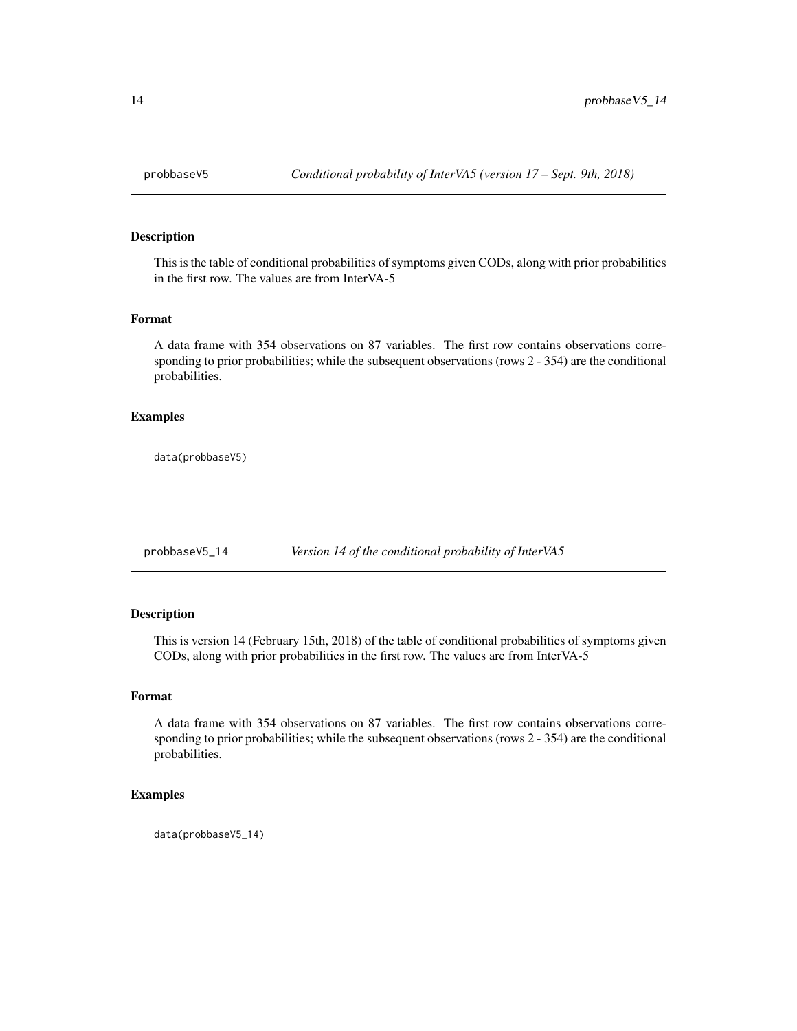## probbaseV5 — *Conditional probability of InterVA5 (version 17 – Sept. 9th, 2018)*

### Description

This is the table of conditional probabilities of symptoms given CODs, along with prior probabilities in the first row. The values are from InterVA-5

### Format

A data frame with 354 observations on 87 variables. The first row contains observations corresponding to prior probabilities; while the subsequent observations (rows 2 - 354) are the conditional probabilities.

### Examples

```
data(probbaseV5)
```

## probbaseV5_14 — *Version 14 of the conditional probability of InterVA5*

### Description

This is version 14 (February 15th, 2018) of the table of conditional probabilities of symptoms given CODs, along with prior probabilities in the first row. The values are from InterVA-5

### Format

A data frame with 354 observations on 87 variables. The first row contains observations corresponding to prior probabilities; while the subsequent observations (rows 2 - 354) are the conditional probabilities.

### Examples

```
data(probbaseV5_14)
```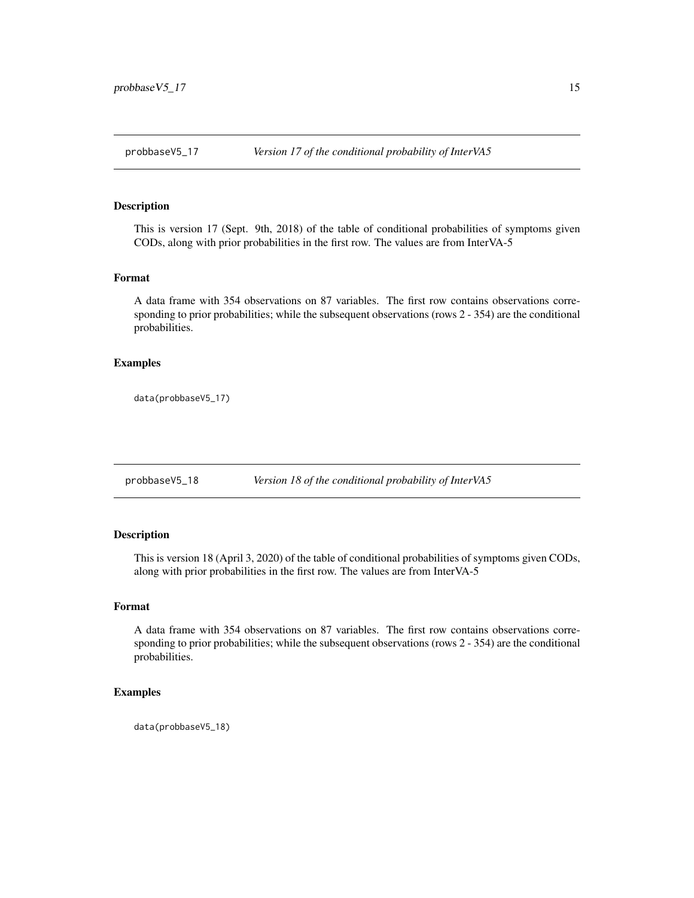## probbaseV5_17 — *Version 17 of the conditional probability of InterVA5*

### Description

This is version 17 (Sept. 9th, 2018) of the table of conditional probabilities of symptoms given CODs, along with prior probabilities in the first row. The values are from InterVA-5

### Format

A data frame with 354 observations on 87 variables. The first row contains observations corresponding to prior probabilities; while the subsequent observations (rows 2 - 354) are the conditional probabilities.

### Examples

```
data(probbaseV5_17)
```

## probbaseV5_18 — *Version 18 of the conditional probability of InterVA5*

### Description

This is version 18 (April 3, 2020) of the table of conditional probabilities of symptoms given CODs, along with prior probabilities in the first row. The values are from InterVA-5

### Format

A data frame with 354 observations on 87 variables. The first row contains observations corresponding to prior probabilities; while the subsequent observations (rows 2 - 354) are the conditional probabilities.

### Examples

```
data(probbaseV5_18)
```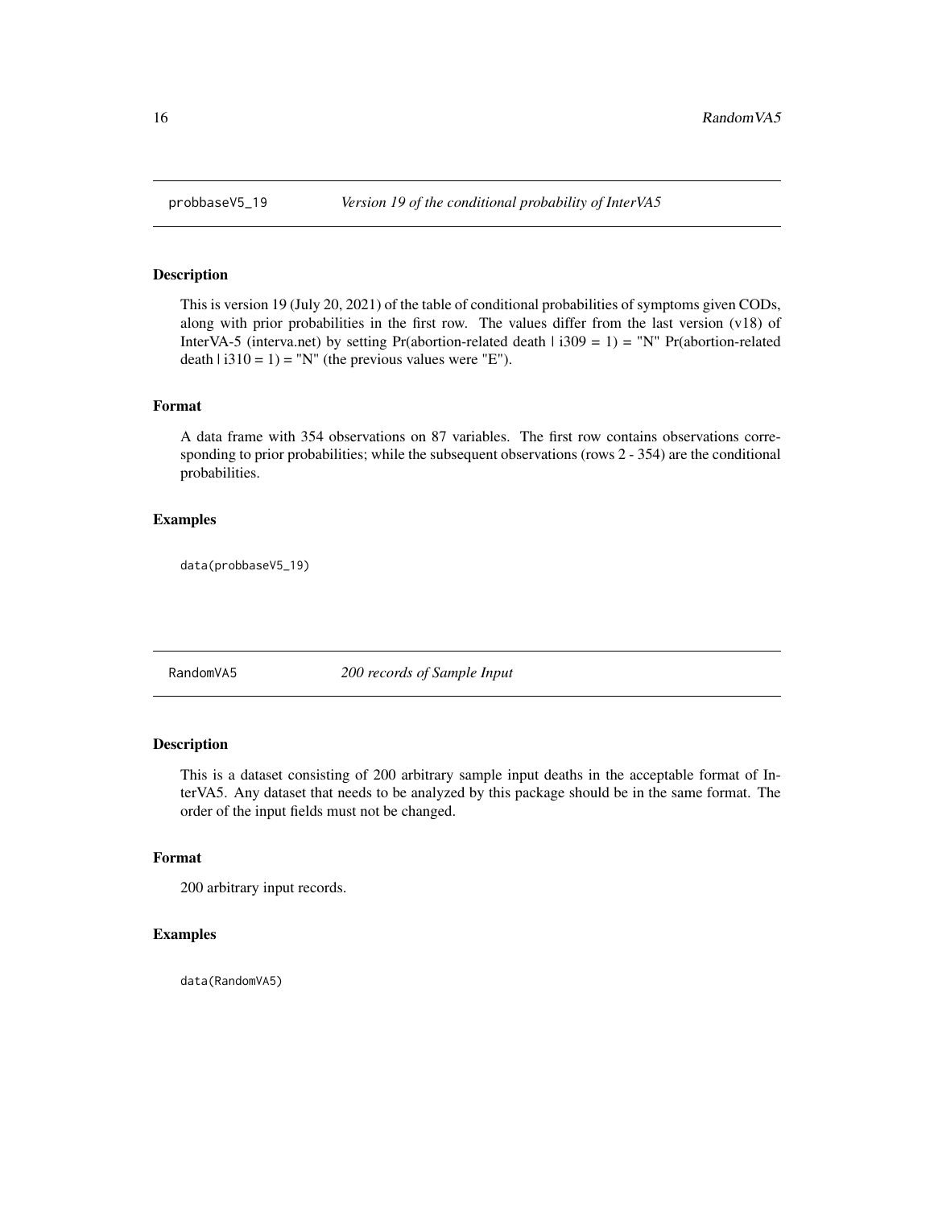## probbaseV5_19 — *Version 19 of the conditional probability of InterVA5*

### Description

This is version 19 (July 20, 2021) of the table of conditional probabilities of symptoms given CODs, along with prior probabilities in the first row. The values differ from the last version (v18) of InterVA-5 (interva.net) by setting Pr(abortion-related death | i309 = 1) = "N" Pr(abortion-related death | i310 = 1) = "N" (the previous values were "E").

### Format

A data frame with 354 observations on 87 variables. The first row contains observations corresponding to prior probabilities; while the subsequent observations (rows 2 - 354) are the conditional probabilities.

### Examples

```
data(probbaseV5_19)
```

## RandomVA5 — *200 records of Sample Input*

### Description

This is a dataset consisting of 200 arbitrary sample input deaths in the acceptable format of InterVA5. Any dataset that needs to be analyzed by this package should be in the same format. The order of the input fields must not be changed.

### Format

200 arbitrary input records.

### Examples

```
data(RandomVA5)
```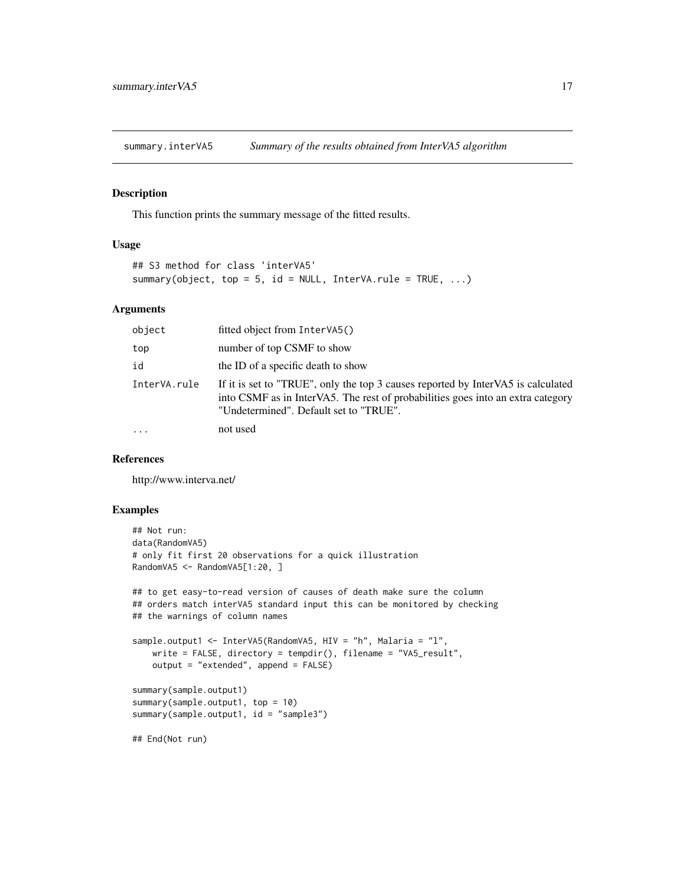# summary.interVA5 — *Summary of the results obtained from InterVA5 algorithm*

## Description

This function prints the summary message of the fitted results.

## Usage

```
## S3 method for class 'interVA5'
summary(object, top = 5, id = NULL, InterVA.rule = TRUE, ...)
```

## Arguments

| | |
|---|---|
| `object` | fitted object from `InterVA5()` |
| `top` | number of top CSMF to show |
| `id` | the ID of a specific death to show |
| `InterVA.rule` | If it is set to "TRUE", only the top 3 causes reported by InterVA5 is calculated into CSMF as in InterVA5. The rest of probabilities goes into an extra category "Undetermined". Default set to "TRUE". |
| `...` | not used |

## References

http://www.interva.net/

## Examples

```
## Not run:
data(RandomVA5)
# only fit first 20 observations for a quick illustration
RandomVA5 <- RandomVA5[1:20, ]

## to get easy-to-read version of causes of death make sure the column
## orders match interVA5 standard input this can be monitored by checking
## the warnings of column names

sample.output1 <- InterVA5(RandomVA5, HIV = "h", Malaria = "l",
    write = FALSE, directory = tempdir(), filename = "VA5_result",
    output = "extended", append = FALSE)

summary(sample.output1)
summary(sample.output1, top = 10)
summary(sample.output1, id = "sample3")

## End(Not run)
```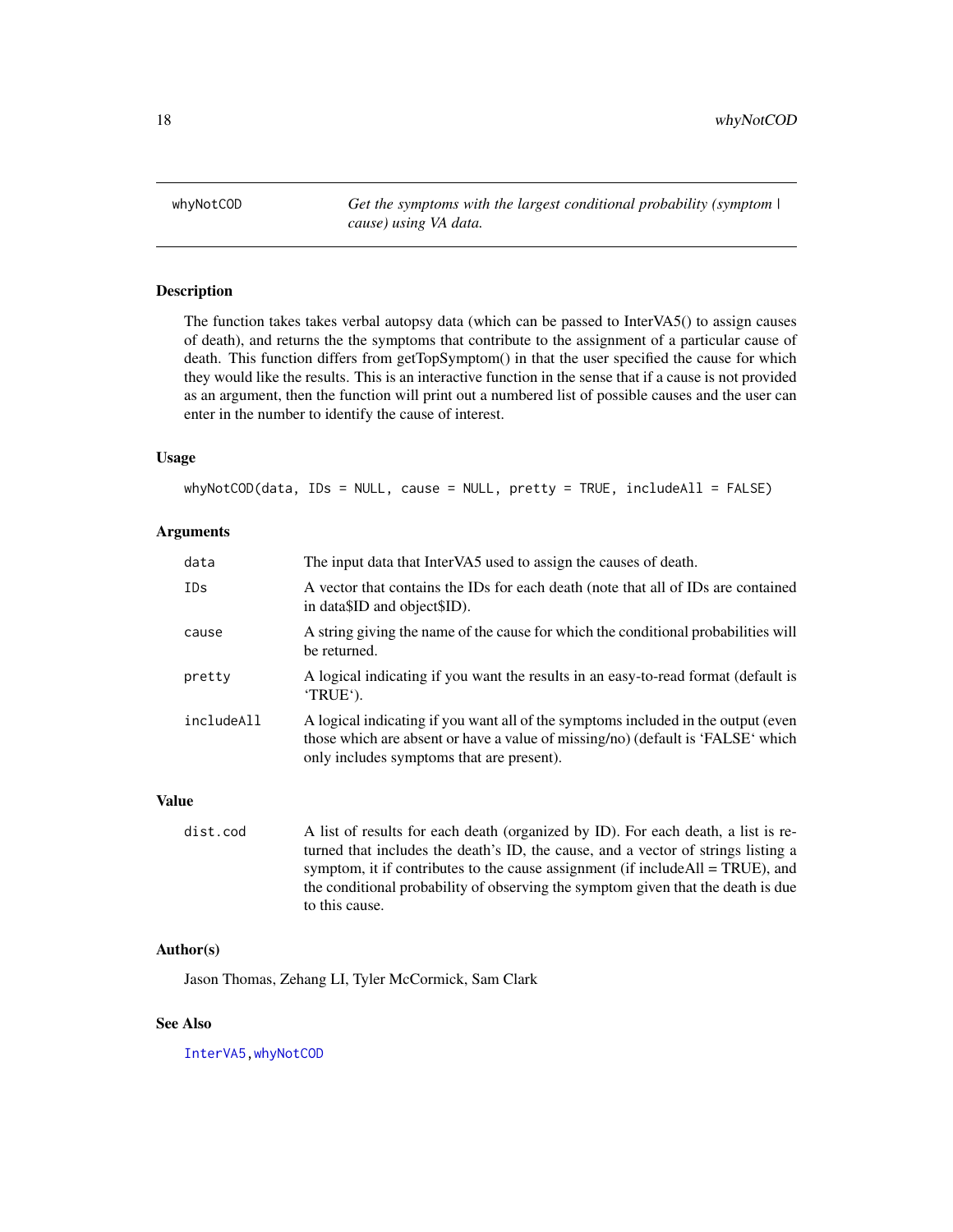whyNotCOD *Get the symptoms with the largest conditional probability (symptom | cause) using VA data.*

## Description

The function takes takes verbal autopsy data (which can be passed to InterVA5() to assign causes of death), and returns the the symptoms that contribute to the assignment of a particular cause of death. This function differs from getTopSymptom() in that the user specified the cause for which they would like the results. This is an interactive function in the sense that if a cause is not provided as an argument, then the function will print out a numbered list of possible causes and the user can enter in the number to identify the cause of interest.

## Usage

```
whyNotCOD(data, IDs = NULL, cause = NULL, pretty = TRUE, includeAll = FALSE)
```

## Arguments

| | |
|---|---|
| `data` | The input data that InterVA5 used to assign the causes of death. |
| `IDs` | A vector that contains the IDs for each death (note that all of IDs are contained in data$ID and object$ID). |
| `cause` | A string giving the name of the cause for which the conditional probabilities will be returned. |
| `pretty` | A logical indicating if you want the results in an easy-to-read format (default is 'TRUE'). |
| `includeAll` | A logical indicating if you want all of the symptoms included in the output (even those which are absent or have a value of missing/no) (default is 'FALSE' which only includes symptoms that are present). |

## Value

| | |
|---|---|
| `dist.cod` | A list of results for each death (organized by ID). For each death, a list is returned that includes the death's ID, the cause, and a vector of strings listing a symptom, it if contributes to the cause assignment (if includeAll = TRUE), and the conditional probability of observing the symptom given that the death is due to this cause. |

## Author(s)

Jason Thomas, Zehang LI, Tyler McCormick, Sam Clark

## See Also

InterVA5, whyNotCOD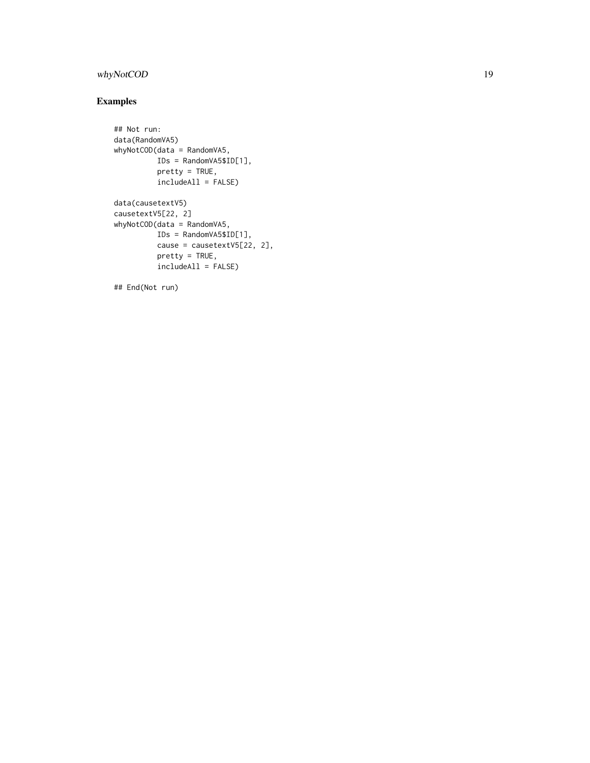## Examples

```
## Not run:
data(RandomVA5)
whyNotCOD(data = RandomVA5,
          IDs = RandomVA5$ID[1],
          pretty = TRUE,
          includeAll = FALSE)

data(causetextV5)
causetextV5[22, 2]
whyNotCOD(data = RandomVA5,
          IDs = RandomVA5$ID[1],
          cause = causetextV5[22, 2],
          pretty = TRUE,
          includeAll = FALSE)

## End(Not run)
```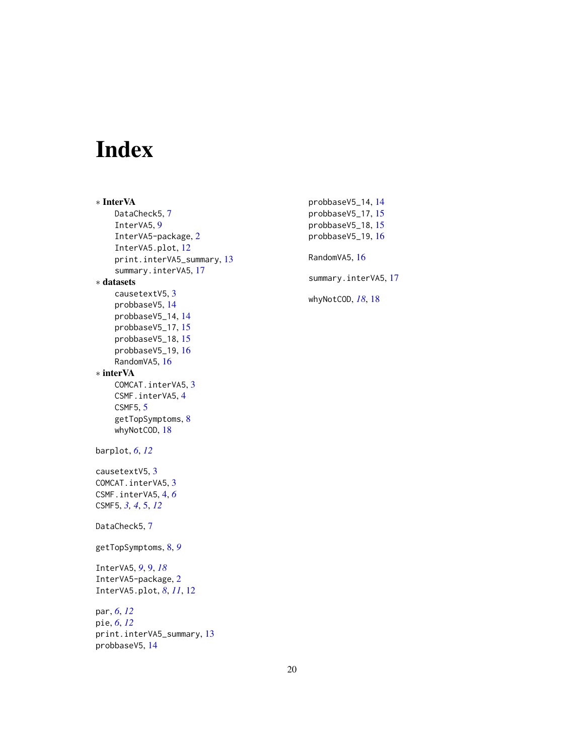# Index

* **InterVA**
  - DataCheck5, 7
  - InterVA5, 9
  - InterVA5-package, 2
  - InterVA5.plot, 12
  - print.interVA5_summary, 13
  - summary.interVA5, 17
* **datasets**
  - causetextV5, 3
  - probbaseV5, 14
  - probbaseV5_14, 14
  - probbaseV5_17, 15
  - probbaseV5_18, 15
  - probbaseV5_19, 16
  - RandomVA5, 16
* **interVA**
  - COMCAT.interVA5, 3
  - CSMF.interVA5, 4
  - CSMF5, 5
  - getTopSymptoms, 8
  - whyNotCOD, 18

barplot, *6*, *12*

causetextV5, 3
COMCAT.interVA5, 3
CSMF.interVA5, 4, *6*
CSMF5, *3, 4*, 5, *12*

DataCheck5, 7

getTopSymptoms, 8, *9*

InterVA5, *9*, 9, *18*
InterVA5-package, 2
InterVA5.plot, *8*, *11*, 12

par, *6*, *12*
pie, *6*, *12*
print.interVA5_summary, 13
probbaseV5, 14
probbaseV5_14, 14
probbaseV5_17, 15
probbaseV5_18, 15
probbaseV5_19, 16

RandomVA5, 16

summary.interVA5, 17

whyNotCOD, *18*, 18